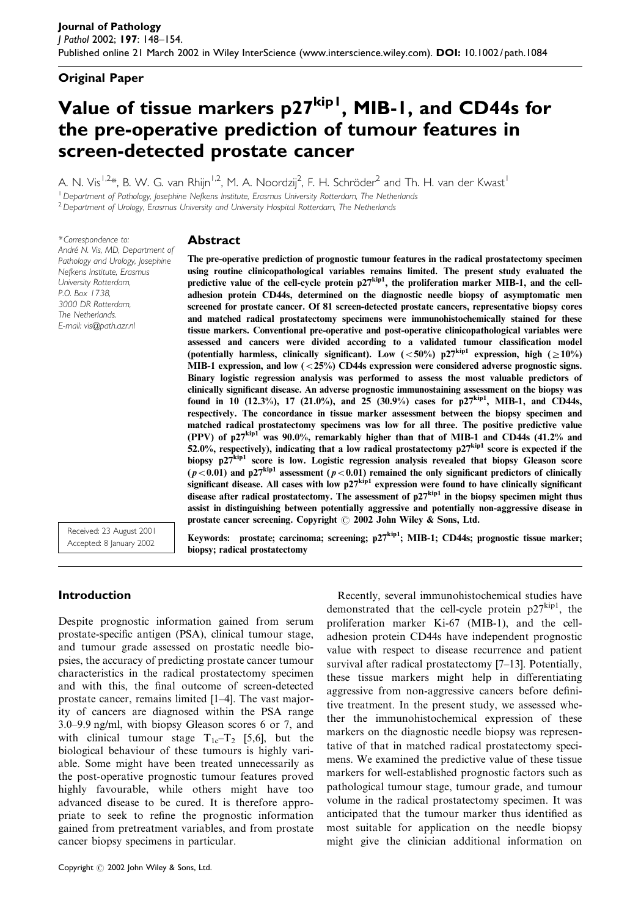**Original Paper**

# Value of tissue markers p27$^{kip1}$, MIB-1, and CD44s for the pre-operative prediction of tumour features in screen-detected prostate cancer

A. N. Vis[1,2]*, B. W. G. van Rhijn[1,2], M. A. Noordzij[2], F. H. Schröder[2] and Th. H. van der Kwast[1]

[1] Department of Pathology, Josephine Nefkens Institute, Erasmus University Rotterdam, The Netherlands
[2] Department of Urology, Erasmus University and University Hospital Rotterdam, The Netherlands

*Correspondence to: André N. Vis, MD, Department of Pathology and Urology, Josephine Nefkens Institute, Erasmus University Rotterdam, P.O. Box 1738, 3000 DR Rotterdam, The Netherlands. E-mail: vis@path.azr.nl

Received: 23 August 2001
Accepted: 8 January 2002

## Abstract

**The pre-operative prediction of prognostic tumour features in the radical prostatectomy specimen using routine clinicopathological variables remains limited. The present study evaluated the predictive value of the cell-cycle protein p27$^{kip1}$, the proliferation marker MIB-1, and the cell-adhesion protein CD44s, determined on the diagnostic needle biopsy of asymptomatic men screened for prostate cancer. Of 81 screen-detected prostate cancers, representative biopsy cores and matched radical prostatectomy specimens were immunohistochemically stained for these tissue markers. Conventional pre-operative and post-operative clinicopathological variables were assessed and cancers were divided according to a validated tumour classification model (potentially harmless, clinically significant). Low (<50%) p27$^{kip1}$ expression, high (≥10%) MIB-1 expression, and low (<25%) CD44s expression were considered adverse prognostic signs. Binary logistic regression analysis was performed to assess the most valuable predictors of clinically significant disease. An adverse prognostic immunostaining assessment on the biopsy was found in 10 (12.3%), 17 (21.0%), and 25 (30.9%) cases for p27$^{kip1}$, MIB-1, and CD44s, respectively. The concordance in tissue marker assessment between the biopsy specimen and matched radical prostatectomy specimens was low for all three. The positive predictive value (PPV) of p27$^{kip1}$ was 90.0%, remarkably higher than that of MIB-1 and CD44s (41.2% and 52.0%, respectively), indicating that a low radical prostatectomy p27$^{kip1}$ score is expected if the biopsy p27$^{kip1}$ score is low. Logistic regression analysis revealed that biopsy Gleason score ($p<0.01$) and p27$^{kip1}$ assessment ($p<0.01$) remained the only significant predictors of clinically significant disease. All cases with low p27$^{kip1}$ expression were found to have clinically significant disease after radical prostatectomy. The assessment of p27$^{kip1}$ in the biopsy specimen might thus assist in distinguishing between potentially aggressive and potentially non-aggressive disease in prostate cancer screening. Copyright © 2002 John Wiley & Sons, Ltd.**

**Keywords:** **prostate; carcinoma; screening; p27$^{kip1}$; MIB-1; CD44s; prognostic tissue marker; biopsy; radical prostatectomy**

## Introduction

Despite prognostic information gained from serum prostate-specific antigen (PSA), clinical tumour stage, and tumour grade assessed on prostatic needle biopsies, the accuracy of predicting prostate cancer tumour characteristics in the radical prostatectomy specimen and with this, the final outcome of screen-detected prostate cancer, remains limited [1–4]. The vast majority of cancers are diagnosed within the PSA range 3.0–9.9 ng/ml, with biopsy Gleason scores 6 or 7, and with clinical tumour stage $T_{1c}$–$T_2$ [5,6], but the biological behaviour of these tumours is highly variable. Some might have been treated unnecessarily as the post-operative prognostic tumour features proved highly favourable, while others might have too advanced disease to be cured. It is therefore appropriate to seek to refine the prognostic information gained from pretreatment variables, and from prostate cancer biopsy specimens in particular.

Recently, several immunohistochemical studies have demonstrated that the cell-cycle protein p27$^{kip1}$, the proliferation marker Ki-67 (MIB-1), and the cell-adhesion protein CD44s have independent prognostic value with respect to disease recurrence and patient survival after radical prostatectomy [7–13]. Potentially, these tissue markers might help in differentiating aggressive from non-aggressive cancers before definitive treatment. In the present study, we assessed whether the immunohistochemical expression of these markers on the diagnostic needle biopsy was representative of that in matched radical prostatectomy specimens. We examined the predictive value of these tissue markers for well-established prognostic factors such as pathological tumour stage, tumour grade, and tumour volume in the radical prostatectomy specimen. It was anticipated that the tumour marker thus identified as most suitable for application on the needle biopsy might give the clinician additional information on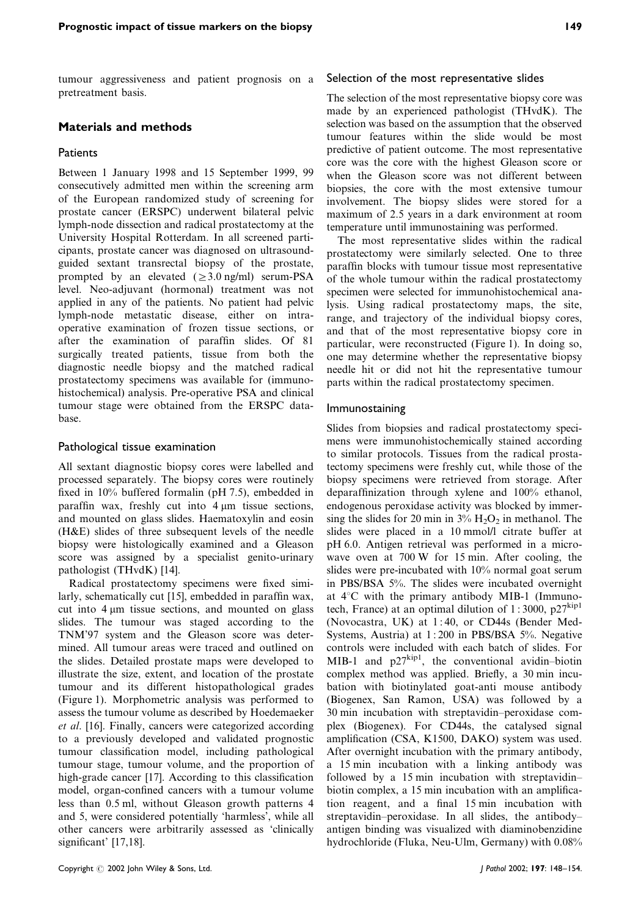tumour aggressiveness and patient prognosis on a pretreatment basis.

## Materials and methods

### Patients

Between 1 January 1998 and 15 September 1999, 99 consecutively admitted men within the screening arm of the European randomized study of screening for prostate cancer (ERSPC) underwent bilateral pelvic lymph-node dissection and radical prostatectomy at the University Hospital Rotterdam. In all screened participants, prostate cancer was diagnosed on ultrasound-guided sextant transrectal biopsy of the prostate, prompted by an elevated ($\geq 3.0$ ng/ml) serum-PSA level. Neo-adjuvant (hormonal) treatment was not applied in any of the patients. No patient had pelvic lymph-node metastatic disease, either on intra-operative examination of frozen tissue sections, or after the examination of paraffin slides. Of 81 surgically treated patients, tissue from both the diagnostic needle biopsy and the matched radical prostatectomy specimens was available for (immuno-histochemical) analysis. Pre-operative PSA and clinical tumour stage were obtained from the ERSPC database.

### Pathological tissue examination

All sextant diagnostic biopsy cores were labelled and processed separately. The biopsy cores were routinely fixed in 10% buffered formalin (pH 7.5), embedded in paraffin wax, freshly cut into 4 µm tissue sections, and mounted on glass slides. Haematoxylin and eosin (H&E) slides of three subsequent levels of the needle biopsy were histologically examined and a Gleason score was assigned by a specialist genito-urinary pathologist (THvdK) [14].

Radical prostatectomy specimens were fixed similarly, schematically cut [15], embedded in paraffin wax, cut into 4 µm tissue sections, and mounted on glass slides. The tumour was staged according to the TNM'97 system and the Gleason score was determined. All tumour areas were traced and outlined on the slides. Detailed prostate maps were developed to illustrate the size, extent, and location of the prostate tumour and its different histopathological grades (Figure 1). Morphometric analysis was performed to assess the tumour volume as described by Hoedemaeker *et al*. [16]. Finally, cancers were categorized according to a previously developed and validated prognostic tumour classification model, including pathological tumour stage, tumour volume, and the proportion of high-grade cancer [17]. According to this classification model, organ-confined cancers with a tumour volume less than 0.5 ml, without Gleason growth patterns 4 and 5, were considered potentially 'harmless', while all other cancers were arbitrarily assessed as 'clinically significant' [17,18].

### Selection of the most representative slides

The selection of the most representative biopsy core was made by an experienced pathologist (THvdK). The selection was based on the assumption that the observed tumour features within the slide would be most predictive of patient outcome. The most representative core was the core with the highest Gleason score or when the Gleason score was not different between biopsies, the core with the most extensive tumour involvement. The biopsy slides were stored for a maximum of 2.5 years in a dark environment at room temperature until immunostaining was performed.

The most representative slides within the radical prostatectomy were similarly selected. One to three paraffin blocks with tumour tissue most representative of the whole tumour within the radical prostatectomy specimen were selected for immunohistochemical analysis. Using radical prostatectomy maps, the site, range, and trajectory of the individual biopsy cores, and that of the most representative biopsy core in particular, were reconstructed (Figure 1). In doing so, one may determine whether the representative biopsy needle hit or did not hit the representative tumour parts within the radical prostatectomy specimen.

### Immunostaining

Slides from biopsies and radical prostatectomy specimens were immunohistochemically stained according to similar protocols. Tissues from the radical prostatectomy specimens were freshly cut, while those of the biopsy specimens were retrieved from storage. After deparaffinization through xylene and 100% ethanol, endogenous peroxidase activity was blocked by immersing the slides for 20 min in 3% $H_2O_2$ in methanol. The slides were placed in a 10 mmol/l citrate buffer at pH 6.0. Antigen retrieval was performed in a microwave oven at 700 W for 15 min. After cooling, the slides were pre-incubated with 10% normal goat serum in PBS/BSA 5%. The slides were incubated overnight at 4°C with the primary antibody MIB-1 (Immunotech, France) at an optimal dilution of 1 : 3000, $p27^{kip1}$ (Novocastra, UK) at 1 : 40, or CD44s (Bender Med-Systems, Austria) at 1 : 200 in PBS/BSA 5%. Negative controls were included with each batch of slides. For MIB-1 and $p27^{kip1}$, the conventional avidin–biotin complex method was applied. Briefly, a 30 min incubation with biotinylated goat-anti mouse antibody (Biogenex, San Ramon, USA) was followed by a 30 min incubation with streptavidin–peroxidase complex (Biogenex). For CD44s, the catalysed signal amplification (CSA, K1500, DAKO) system was used. After overnight incubation with the primary antibody, a 15 min incubation with a linking antibody was followed by a 15 min incubation with streptavidin–biotin complex, a 15 min incubation with an amplification reagent, and a final 15 min incubation with streptavidin–peroxidase. In all slides, the antibody–antigen binding was visualized with diaminobenzidine hydrochloride (Fluka, Neu-Ulm, Germany) with 0.08%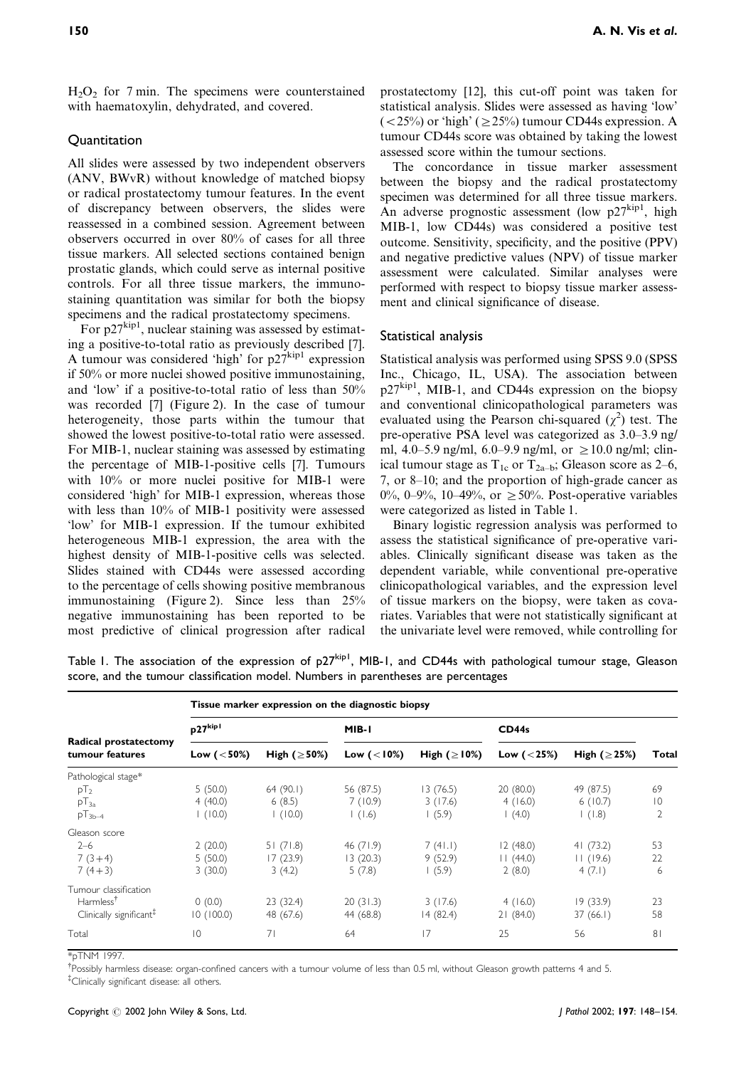$H_2O_2$ for 7 min. The specimens were counterstained with haematoxylin, dehydrated, and covered.

### Quantitation

All slides were assessed by two independent observers (ANV, BWvR) without knowledge of matched biopsy or radical prostatectomy tumour features. In the event of discrepancy between observers, the slides were reassessed in a combined session. Agreement between observers occurred in over 80% of cases for all three tissue markers. All selected sections contained benign prostatic glands, which could serve as internal positive controls. For all three tissue markers, the immunostaining quantitation was similar for both the biopsy specimens and the radical prostatectomy specimens.

For $p27^{kip1}$, nuclear staining was assessed by estimating a positive-to-total ratio as previously described [7]. A tumour was considered 'high' for $p27^{kip1}$ expression if 50% or more nuclei showed positive immunostaining, and 'low' if a positive-to-total ratio of less than 50% was recorded [7] (Figure 2). In the case of tumour heterogeneity, those parts within the tumour that showed the lowest positive-to-total ratio were assessed. For MIB-1, nuclear staining was assessed by estimating the percentage of MIB-1-positive cells [7]. Tumours with 10% or more nuclei positive for MIB-1 were considered 'high' for MIB-1 expression, whereas those with less than 10% of MIB-1 positivity were assessed 'low' for MIB-1 expression. If the tumour exhibited heterogeneous MIB-1 expression, the area with the highest density of MIB-1-positive cells was selected. Slides stained with CD44s were assessed according to the percentage of cells showing positive membranous immunostaining (Figure 2). Since less than 25% negative immunostaining has been reported to be most predictive of clinical progression after radical prostatectomy [12], this cut-off point was taken for statistical analysis. Slides were assessed as having 'low' (<25%) or 'high' (≥25%) tumour CD44s expression. A tumour CD44s score was obtained by taking the lowest assessed score within the tumour sections.

The concordance in tissue marker assessment between the biopsy and the radical prostatectomy specimen was determined for all three tissue markers. An adverse prognostic assessment (low $p27^{kip1}$, high MIB-1, low CD44s) was considered a positive test outcome. Sensitivity, specificity, and the positive (PPV) and negative predictive values (NPV) of tissue marker assessment were calculated. Similar analyses were performed with respect to biopsy tissue marker assessment and clinical significance of disease.

### Statistical analysis

Statistical analysis was performed using SPSS 9.0 (SPSS Inc., Chicago, IL, USA). The association between $p27^{kip1}$, MIB-1, and CD44s expression on the biopsy and conventional clinicopathological parameters was evaluated using the Pearson chi-squared ($\chi^2$) test. The pre-operative PSA level was categorized as 3.0–3.9 ng/ml, 4.0–5.9 ng/ml, 6.0–9.9 ng/ml, or ≥10.0 ng/ml; clinical tumour stage as $T_{1c}$ or $T_{2a-b}$; Gleason score as 2–6, 7, or 8–10; and the proportion of high-grade cancer as 0%, 0–9%, 10–49%, or ≥50%. Post-operative variables were categorized as listed in Table 1.

Binary logistic regression analysis was performed to assess the statistical significance of pre-operative variables. Clinically significant disease was taken as the dependent variable, while conventional pre-operative clinicopathological variables, and the expression level of tissue markers on the biopsy, were taken as covariates. Variables that were not statistically significant at the univariate level were removed, while controlling for

Table 1. The association of the expression of $p27^{kip1}$, MIB-1, and CD44s with pathological tumour stage, Gleason score, and the tumour classification model. Numbers in parentheses are percentages

| Radical prostatectomy tumour features | Tissue marker expression on the diagnostic biopsy | | | | | | |
|---|---|---|---|---|---|---|---|
| | $p27^{kip1}$ | | MIB-1 | | CD44s | | |
| | Low (<50%) | High (≥50%) | Low (<10%) | High (≥10%) | Low (<25%) | High (≥25%) | Total |
| Pathological stage* | | | | | | | |
| $pT_2$ | 5 (50.0) | 64 (90.1) | 56 (87.5) | 13 (76.5) | 20 (80.0) | 49 (87.5) | 69 |
| $pT_{3a}$ | 4 (40.0) | 6 (8.5) | 7 (10.9) | 3 (17.6) | 4 (16.0) | 6 (10.7) | 10 |
| $pT_{3b-4}$ | 1 (10.0) | 1 (10.0) | 1 (1.6) | 1 (5.9) | 1 (4.0) | 1 (1.8) | 2 |
| Gleason score | | | | | | | |
| 2–6 | 2 (20.0) | 51 (71.8) | 46 (71.9) | 7 (41.1) | 12 (48.0) | 41 (73.2) | 53 |
| 7 (3+4) | 5 (50.0) | 17 (23.9) | 13 (20.3) | 9 (52.9) | 11 (44.0) | 11 (19.6) | 22 |
| 7 (4+3) | 3 (30.0) | 3 (4.2) | 5 (7.8) | 1 (5.9) | 2 (8.0) | 4 (7.1) | 6 |
| Tumour classification | | | | | | | |
| Harmless[†] | 0 (0.0) | 23 (32.4) | 20 (31.3) | 3 (17.6) | 4 (16.0) | 19 (33.9) | 23 |
| Clinically significant[‡] | 10 (100.0) | 48 (67.6) | 44 (68.8) | 14 (82.4) | 21 (84.0) | 37 (66.1) | 58 |
| Total | 10 | 71 | 64 | 17 | 25 | 56 | 81 |

*pTNM 1997.

[†]Possibly harmless disease: organ-confined cancers with a tumour volume of less than 0.5 ml, without Gleason growth patterns 4 and 5.

[‡]Clinically significant disease: all others.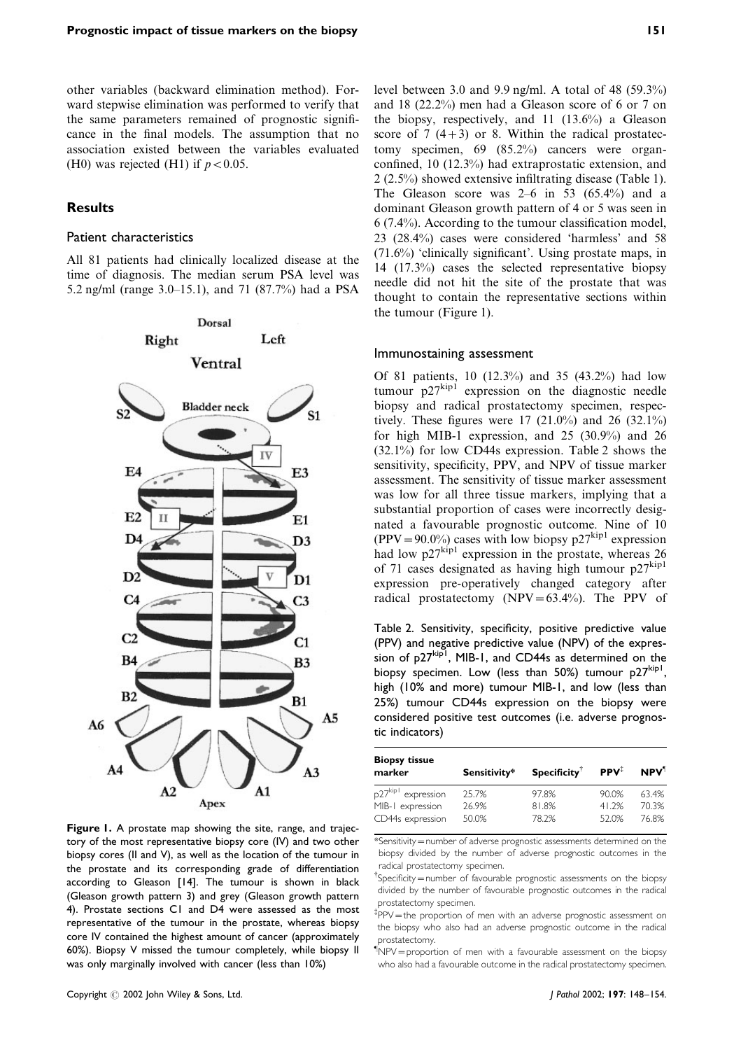other variables (backward elimination method). Forward stepwise elimination was performed to verify that the same parameters remained of prognostic significance in the final models. The assumption that no association existed between the variables evaluated (H0) was rejected (H1) if $p < 0.05$.

## Results

### Patient characteristics

All 81 patients had clinically localized disease at the time of diagnosis. The median serum PSA level was 5.2 ng/ml (range 3.0–15.1), and 71 (87.7%) had a PSA level between 3.0 and 9.9 ng/ml. A total of 48 (59.3%) and 18 (22.2%) men had a Gleason score of 6 or 7 on the biopsy, respectively, and 11 (13.6%) a Gleason score of 7 (4+3) or 8. Within the radical prostatectomy specimen, 69 (85.2%) cancers were organ-confined, 10 (12.3%) had extraprostatic extension, and 2 (2.5%) showed extensive infiltrating disease (Table 1). The Gleason score was 2–6 in 53 (65.4%) and a dominant Gleason growth pattern of 4 or 5 was seen in 6 (7.4%). According to the tumour classification model, 23 (28.4%) cases were considered 'harmless' and 58 (71.6%) 'clinically significant'. Using prostate maps, in 14 (17.3%) cases the selected representative biopsy needle did not hit the site of the prostate that was thought to contain the representative sections within the tumour (Figure 1).

**Figure 1.** A prostate map showing the site, range, and trajectory of the most representative biopsy core (IV) and two other biopsy cores (II and V), as well as the location of the tumour in the prostate and its corresponding grade of differentiation according to Gleason [14]. The tumour is shown in black (Gleason growth pattern 3) and grey (Gleason growth pattern 4). Prostate sections C1 and D4 were assessed as the most representative of the tumour in the prostate, whereas biopsy core IV contained the highest amount of cancer (approximately 60%). Biopsy V missed the tumour completely, while biopsy II was only marginally involved with cancer (less than 10%)

### Immunostaining assessment

Of 81 patients, 10 (12.3%) and 35 (43.2%) had low tumour $p27^{kip1}$ expression on the diagnostic needle biopsy and radical prostatectomy specimen, respectively. These figures were 17 (21.0%) and 26 (32.1%) for high MIB-1 expression, and 25 (30.9%) and 26 (32.1%) for low CD44s expression. Table 2 shows the sensitivity, specificity, PPV, and NPV of tissue marker assessment. The sensitivity of tissue marker assessment was low for all three tissue markers, implying that a substantial proportion of cases were incorrectly designated a favourable prognostic outcome. Nine of 10 (PPV = 90.0%) cases with low biopsy $p27^{kip1}$ expression had low $p27^{kip1}$ expression in the prostate, whereas 26 of 71 cases designated as having high tumour $p27^{kip1}$ expression pre-operatively changed category after radical prostatectomy (NPV = 63.4%). The PPV of

Table 2. Sensitivity, specificity, positive predictive value (PPV) and negative predictive value (NPV) of the expression of $p27^{kip1}$, MIB-1, and CD44s as determined on the biopsy specimen. Low (less than 50%) tumour $p27^{kip1}$, high (10% and more) tumour MIB-1, and low (less than 25%) tumour CD44s expression on the biopsy were considered positive test outcomes (i.e. adverse prognostic indicators)

| Biopsy tissue marker | Sensitivity* | Specificity† | PPV‡ | NPV¶ |
|---|---|---|---|---|
| $p27^{kip1}$ expression | 25.7% | 97.8% | 90.0% | 63.4% |
| MIB-1 expression | 26.9% | 81.8% | 41.2% | 70.3% |
| CD44s expression | 50.0% | 78.2% | 52.0% | 76.8% |

*Sensitivity = number of adverse prognostic assessments determined on the biopsy divided by the number of adverse prognostic outcomes in the radical prostatectomy specimen.

†Specificity = number of favourable prognostic assessments on the biopsy divided by the number of favourable prognostic outcomes in the radical prostatectomy specimen.

‡PPV = the proportion of men with an adverse prognostic assessment on the biopsy who also had an adverse prognostic outcome in the radical prostatectomy.

¶NPV = proportion of men with a favourable assessment on the biopsy who also had a favourable outcome in the radical prostatectomy specimen.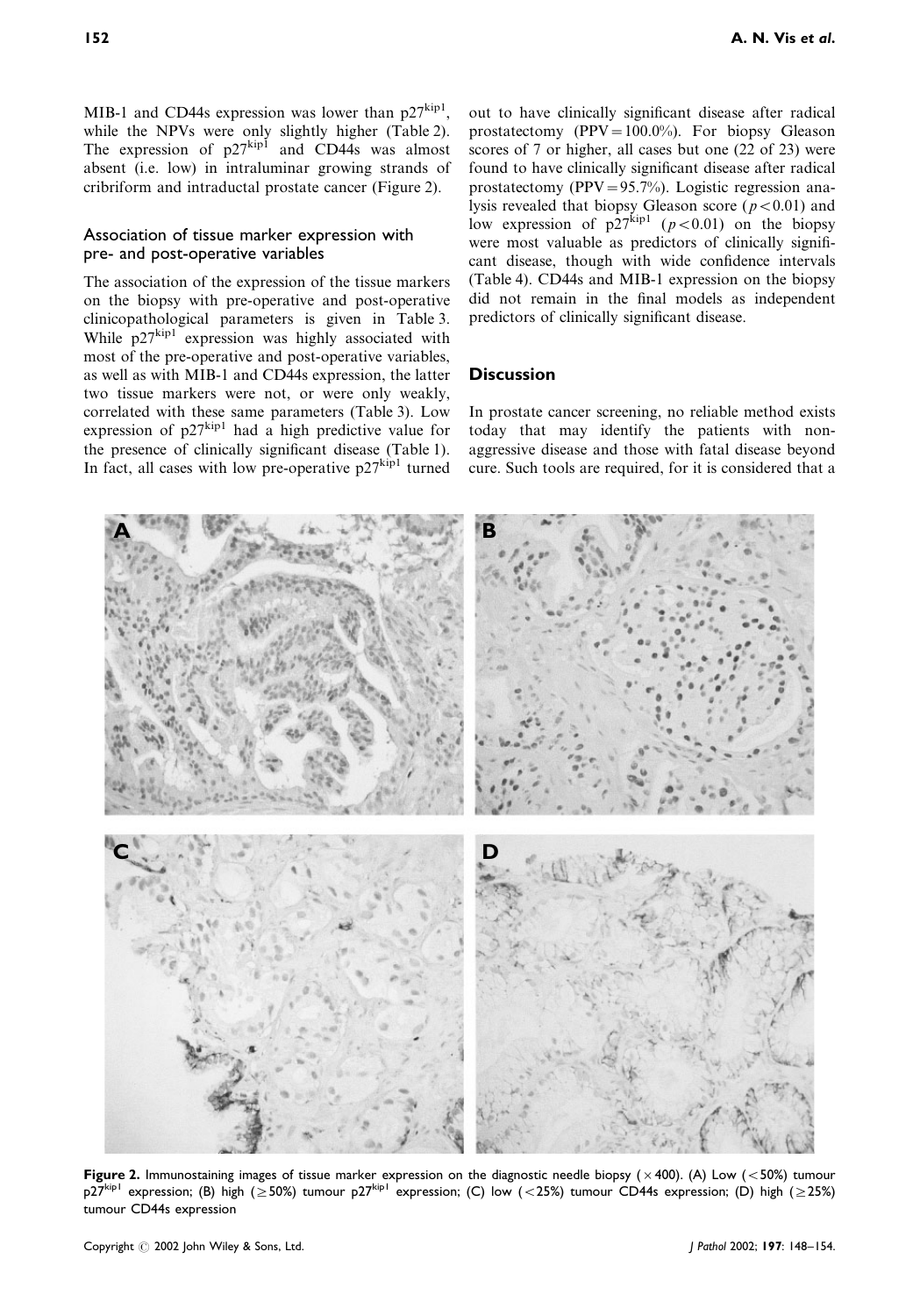MIB-1 and CD44s expression was lower than $p27^{kip1}$, while the NPVs were only slightly higher (Table 2). The expression of $p27^{kip1}$ and CD44s was almost absent (i.e. low) in intraluminar growing strands of cribriform and intraductal prostate cancer (Figure 2).

### Association of tissue marker expression with pre- and post-operative variables

The association of the expression of the tissue markers on the biopsy with pre-operative and post-operative clinicopathological parameters is given in Table 3. While $p27^{kip1}$ expression was highly associated with most of the pre-operative and post-operative variables, as well as with MIB-1 and CD44s expression, the latter two tissue markers were not, or were only weakly, correlated with these same parameters (Table 3). Low expression of $p27^{kip1}$ had a high predictive value for the presence of clinically significant disease (Table 1). In fact, all cases with low pre-operative $p27^{kip1}$ turned out to have clinically significant disease after radical prostatectomy (PPV = 100.0%). For biopsy Gleason scores of 7 or higher, all cases but one (22 of 23) were found to have clinically significant disease after radical prostatectomy (PPV = 95.7%). Logistic regression analysis revealed that biopsy Gleason score ($p < 0.01$) and low expression of $p27^{kip1}$ ($p < 0.01$) on the biopsy were most valuable as predictors of clinically significant disease, though with wide confidence intervals (Table 4). CD44s and MIB-1 expression on the biopsy did not remain in the final models as independent predictors of clinically significant disease.

## Discussion

In prostate cancer screening, no reliable method exists today that may identify the patients with non-aggressive disease and those with fatal disease beyond cure. Such tools are required, for it is considered that a

**Figure 2.** Immunostaining images of tissue marker expression on the diagnostic needle biopsy (×400). (A) Low (<50%) tumour $p27^{kip1}$ expression; (B) high (≥50%) tumour $p27^{kip1}$ expression; (C) low (<25%) tumour CD44s expression; (D) high (≥25%) tumour CD44s expression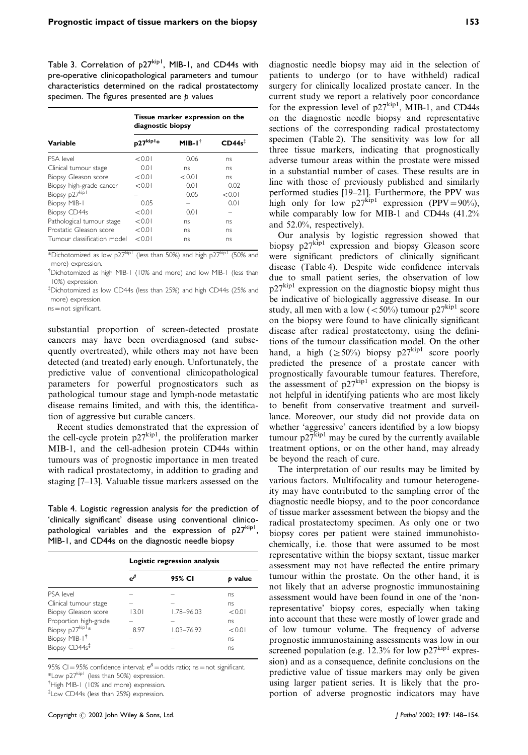Table 3. Correlation of $p27^{kip1}$, MIB-1, and CD44s with pre-operative clinicopathological parameters and tumour characteristics determined on the radical prostatectomy specimen. The figures presented are $p$ values

| Variable | Tissue marker expression on the diagnostic biopsy | | |
|---|---|---|---|
| | $p27^{kip1}$* | MIB-1[†] | CD44s[‡] |
| PSA level | <0.01 | 0.06 | ns |
| Clinical tumour stage | 0.01 | ns | ns |
| Biopsy Gleason score | <0.01 | <0.01 | ns |
| Biopsy high-grade cancer | <0.01 | 0.01 | 0.02 |
| Biopsy $p27^{kip1}$ | – | 0.05 | <0.01 |
| Biopsy MIB-1 | 0.05 | – | 0.01 |
| Biopsy CD44s | <0.01 | 0.01 | – |
| Pathological tumour stage | <0.01 | ns | ns |
| Prostatic Gleason score | <0.01 | ns | ns |
| Tumour classification model | <0.01 | ns | ns |

*Dichotomized as low $p27^{kip1}$ (less than 50%) and high $p27^{kip1}$ (50% and more) expression.
[†]Dichotomized as high MIB-1 (10% and more) and low MIB-1 (less than 10%) expression.
[‡]Dichotomized as low CD44s (less than 25%) and high CD44s (25% and more) expression.
ns = not significant.

substantial proportion of screen-detected prostate cancers may have been overdiagnosed (and subsequently overtreated), while others may not have been detected (and treated) early enough. Unfortunately, the predictive value of conventional clinicopathological parameters for powerful prognosticators such as pathological tumour stage and lymph-node metastatic disease remains limited, and with this, the identification of aggressive but curable cancers.

Recent studies demonstrated that the expression of the cell-cycle protein $p27^{kip1}$, the proliferation marker MIB-1, and the cell-adhesion protein CD44s within tumours was of prognostic importance in men treated with radical prostatectomy, in addition to grading and staging [7–13]. Valuable tissue markers assessed on the diagnostic needle biopsy may aid in the selection of patients to undergo (or to have withheld) radical surgery for clinically localized prostate cancer. In the current study we report a relatively poor concordance for the expression level of $p27^{kip1}$, MIB-1, and CD44s on the diagnostic needle biopsy and representative sections of the corresponding radical prostatectomy specimen (Table 2). The sensitivity was low for all three tissue markers, indicating that prognostically adverse tumour areas within the prostate were missed in a substantial number of cases. These results are in line with those of previously published and similarly performed studies [19–21]. Furthermore, the PPV was high only for low $p27^{kip1}$ expression (PPV = 90%), while comparably low for MIB-1 and CD44s (41.2% and 52.0%, respectively).

Table 4. Logistic regression analysis for the prediction of 'clinically significant' disease using conventional clinicopathological variables and the expression of $p27^{kip1}$, MIB-1, and CD44s on the diagnostic needle biopsy

| | Logistic regression analysis | | |
|---|---|---|---|
| | $e^{\beta}$ | 95% CI | $p$ value |
| PSA level | – | – | ns |
| Clinical tumour stage | – | – | ns |
| Biopsy Gleason score | 13.01 | 1.78–96.03 | <0.01 |
| Proportion high-grade | – | – | ns |
| Biopsy $p27^{kip1}$* | 8.97 | 1.03–76.92 | <0.01 |
| Biopsy MIB-1[†] | – | – | ns |
| Biopsy CD44s[‡] | – | – | ns |

95% CI = 95% confidence interval; $e^{\beta}$ = odds ratio; ns = not significant.
*Low $p27^{kip1}$ (less than 50%) expression.
[†]High MIB-1 (10% and more) expression.
[‡]Low CD44s (less than 25%) expression.

Our analysis by logistic regression showed that biopsy $p27^{kip1}$ expression and biopsy Gleason score were significant predictors of clinically significant disease (Table 4). Despite wide confidence intervals due to small patient series, the observation of low $p27^{kip1}$ expression on the diagnostic biopsy might thus be indicative of biologically aggressive disease. In our study, all men with a low (<50%) tumour $p27^{kip1}$ score on the biopsy were found to have clinically significant disease after radical prostatectomy, using the definitions of the tumour classification model. On the other hand, a high (≥50%) biopsy $p27^{kip1}$ score poorly predicted the presence of a prostate cancer with prognostically favourable tumour features. Therefore, the assessment of $p27^{kip1}$ expression on the biopsy is not helpful in identifying patients who are most likely to benefit from conservative treatment and surveillance. Moreover, our study did not provide data on whether 'aggressive' cancers identified by a low biopsy tumour $p27^{kip1}$ may be cured by the currently available treatment options, or on the other hand, may already be beyond the reach of cure.

The interpretation of our results may be limited by various factors. Multifocality and tumour heterogeneity may have contributed to the sampling error of the diagnostic needle biopsy, and to the poor concordance of tissue marker assessment between the biopsy and the radical prostatectomy specimen. As only one or two biopsy cores per patient were stained immunohistochemically, i.e. those that were assumed to be most representative within the biopsy sextant, tissue marker assessment may not have reflected the entire primary tumour within the prostate. On the other hand, it is not likely that an adverse prognostic immunostaining assessment would have been found in one of the 'non-representative' biopsy cores, especially when taking into account that these were mostly of lower grade and of low tumour volume. The frequency of adverse prognostic immunostaining assessments was low in our screened population (e.g. 12.3% for low $p27^{kip1}$ expression) and as a consequence, definite conclusions on the predictive value of tissue markers may only be given using larger patient series. It is likely that the proportion of adverse prognostic indicators may have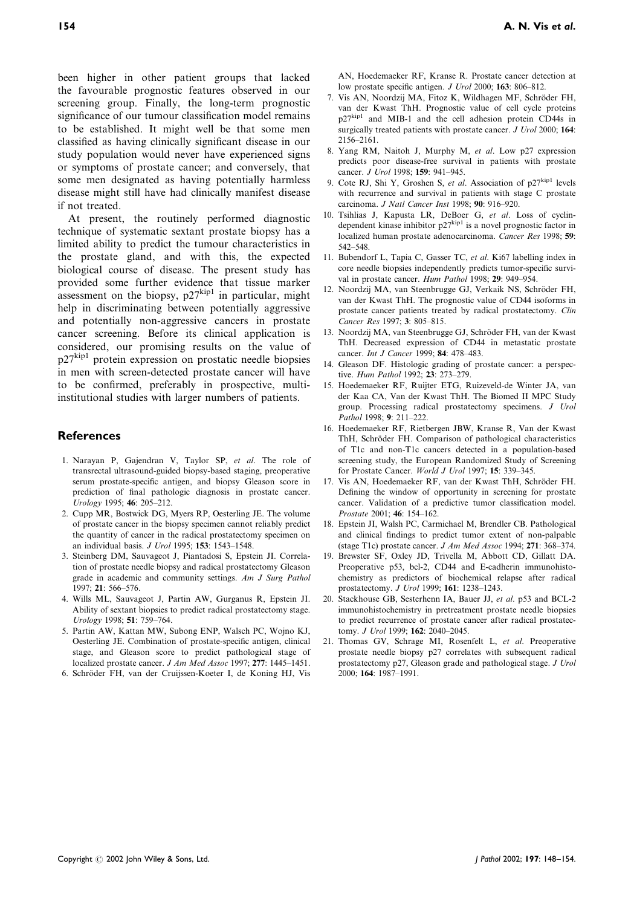been higher in other patient groups that lacked the favourable prognostic features observed in our screening group. Finally, the long-term prognostic significance of our tumour classification model remains to be established. It might well be that some men classified as having clinically significant disease in our study population would never have experienced signs or symptoms of prostate cancer; and conversely, that some men designated as having potentially harmless disease might still have had clinically manifest disease if not treated.

At present, the routinely performed diagnostic technique of systematic sextant prostate biopsy has a limited ability to predict the tumour characteristics in the prostate gland, and with this, the expected biological course of disease. The present study has provided some further evidence that tissue marker assessment on the biopsy, $p27^{kip1}$ in particular, might help in discriminating between potentially aggressive and potentially non-aggressive cancers in prostate cancer screening. Before its clinical application is considered, our promising results on the value of $p27^{kip1}$ protein expression on prostatic needle biopsies in men with screen-detected prostate cancer will have to be confirmed, preferably in prospective, multi-institutional studies with larger numbers of patients.

## References

1. Narayan P, Gajendran V, Taylor SP, *et al*. The role of transrectal ultrasound-guided biopsy-based staging, preoperative serum prostate-specific antigen, and biopsy Gleason score in prediction of final pathologic diagnosis in prostate cancer. *Urology* 1995; **46**: 205–212.
2. Cupp MR, Bostwick DG, Myers RP, Oesterling JE. The volume of prostate cancer in the biopsy specimen cannot reliably predict the quantity of cancer in the radical prostatectomy specimen on an individual basis. *J Urol* 1995; **153**: 1543–1548.
3. Steinberg DM, Sauvageot J, Piantadosi S, Epstein JI. Correlation of prostate needle biopsy and radical prostatectomy Gleason grade in academic and community settings. *Am J Surg Pathol* 1997; **21**: 566–576.
4. Wills ML, Sauvageot J, Partin AW, Gurganus R, Epstein JI. Ability of sextant biopsies to predict radical prostatectomy stage. *Urology* 1998; **51**: 759–764.
5. Partin AW, Kattan MW, Subong ENP, Walsch PC, Wojno KJ, Oesterling JE. Combination of prostate-specific antigen, clinical stage, and Gleason score to predict pathological stage of localized prostate cancer. *J Am Med Assoc* 1997; **277**: 1445–1451.
6. Schröder FH, van der Cruijssen-Koeter I, de Koning HJ, Vis AN, Hoedemaeker RF, Kranse R. Prostate cancer detection at low prostate specific antigen. *J Urol* 2000; **163**: 806–812.
7. Vis AN, Noordzij MA, Fitoz K, Wildhagen MF, Schröder FH, van der Kwast ThH. Prognostic value of cell cycle proteins $p27^{kip1}$ and MIB-1 and the cell adhesion protein CD44s in surgically treated patients with prostate cancer. *J Urol* 2000; **164**: 2156–2161.
8. Yang RM, Naitoh J, Murphy M, *et al*. Low p27 expression predicts poor disease-free survival in patients with prostate cancer. *J Urol* 1998; **159**: 941–945.
9. Cote RJ, Shi Y, Groshen S, *et al*. Association of $p27^{kip1}$ levels with recurrence and survival in patients with stage C prostate carcinoma. *J Natl Cancer Inst* 1998; **90**: 916–920.
10. Tsihlias J, Kapusta LR, DeBoer G, *et al*. Loss of cyclin-dependent kinase inhibitor $p27^{kip1}$ is a novel prognostic factor in localized human prostate adenocarcinoma. *Cancer Res* 1998; **59**: 542–548.
11. Bubendorf L, Tapia C, Gasser TC, *et al*. Ki67 labelling index in core needle biopsies independently predicts tumor-specific survival in prostate cancer. *Hum Pathol* 1998; **29**: 949–954.
12. Noordzij MA, van Steenbrugge GJ, Verkaik NS, Schröder FH, van der Kwast ThH. The prognostic value of CD44 isoforms in prostate cancer patients treated by radical prostatectomy. *Clin Cancer Res* 1997; **3**: 805–815.
13. Noordzij MA, van Steenbrugge GJ, Schröder FH, van der Kwast ThH. Decreased expression of CD44 in metastatic prostate cancer. *Int J Cancer* 1999; **84**: 478–483.
14. Gleason DF. Histologic grading of prostate cancer: a perspective. *Hum Pathol* 1992; **23**: 273–279.
15. Hoedemaeker RF, Ruijter ETG, Ruizeveld-de Winter JA, van der Kaa CA, Van der Kwast ThH. The Biomed II MPC Study group. Processing radical prostatectomy specimens. *J Urol Pathol* 1998; **9**: 211–222.
16. Hoedemaeker RF, Rietbergen JBW, Kranse R, Van der Kwast ThH, Schröder FH. Comparison of pathological characteristics of T1c and non-T1c cancers detected in a population-based screening study, the European Randomized Study of Screening for Prostate Cancer. *World J Urol* 1997; **15**: 339–345.
17. Vis AN, Hoedemaeker RF, van der Kwast ThH, Schröder FH. Defining the window of opportunity in screening for prostate cancer. Validation of a predictive tumor classification model. *Prostate* 2001; **46**: 154–162.
18. Epstein JI, Walsh PC, Carmichael M, Brendler CB. Pathological and clinical findings to predict tumor extent of non-palpable (stage T1c) prostate cancer. *J Am Med Assoc* 1994; **271**: 368–374.
19. Brewster SF, Oxley JD, Trivella M, Abbott CD, Gillatt DA. Preoperative p53, bcl-2, CD44 and E-cadherin immunohistochemistry as predictors of biochemical relapse after radical prostatectomy. *J Urol* 1999; **161**: 1238–1243.
20. Stackhouse GB, Sesterhenn IA, Bauer JJ, *et al*. p53 and BCL-2 immunohistochemistry in pretreatment prostate needle biopsies to predict recurrence of prostate cancer after radical prostatectomy. *J Urol* 1999; **162**: 2040–2045.
21. Thomas GV, Schrage MI, Rosenfelt L, *et al*. Preoperative prostate needle biopsy p27 correlates with subsequent radical prostatectomy p27, Gleason grade and pathological stage. *J Urol* 2000; **164**: 1987–1991.